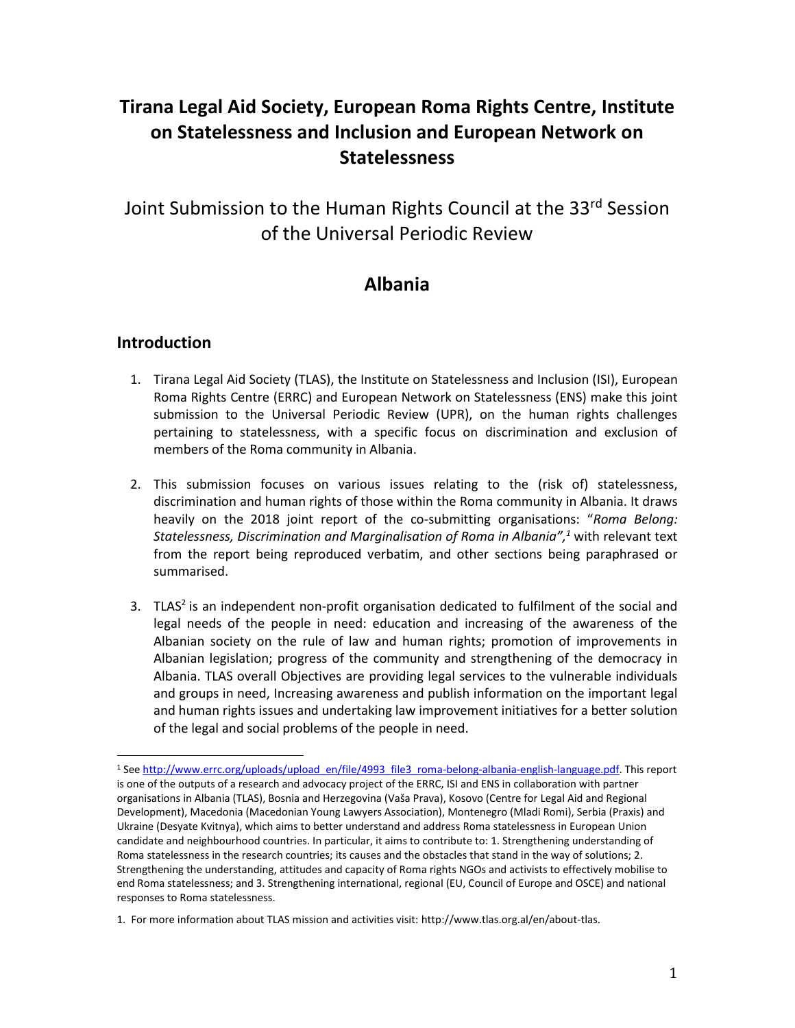# Tirana Legal Aid Society, European Roma Rights Centre, Institute on Statelessness and Inclusion and European Network on Statelessness

## Joint Submission to the Human Rights Council at the 33rd Session of the Universal Periodic Review

## Albania

### Introduction

1. Tirana Legal Aid Society (TLAS), the Institute on Statelessness and Inclusion (ISI), European Roma Rights Centre (ERRC) and European Network on Statelessness (ENS) make this joint submission to the Universal Periodic Review (UPR), on the human rights challenges pertaining to statelessness, with a specific focus on discrimination and exclusion of members of the Roma community in Albania.

2. This submission focuses on various issues relating to the (risk of) statelessness, discrimination and human rights of those within the Roma community in Albania. It draws heavily on the 2018 joint report of the co-submitting organisations: "*Roma Belong: Statelessness, Discrimination and Marginalisation of Roma in Albania",*[1] with relevant text from the report being reproduced verbatim, and other sections being paraphrased or summarised.

3. TLAS[2] is an independent non-profit organisation dedicated to fulfilment of the social and legal needs of the people in need: education and increasing of the awareness of the Albanian society on the rule of law and human rights; promotion of improvements in Albanian legislation; progress of the community and strengthening of the democracy in Albania. TLAS overall Objectives are providing legal services to the vulnerable individuals and groups in need, Increasing awareness and publish information on the important legal and human rights issues and undertaking law improvement initiatives for a better solution of the legal and social problems of the people in need.

---

[1] See http://www.errc.org/uploads/upload_en/file/4993_file3_roma-belong-albania-english-language.pdf. This report is one of the outputs of a research and advocacy project of the ERRC, ISI and ENS in collaboration with partner organisations in Albania (TLAS), Bosnia and Herzegovina (Vaša Prava), Kosovo (Centre for Legal Aid and Regional Development), Macedonia (Macedonian Young Lawyers Association), Montenegro (Mladi Romi), Serbia (Praxis) and Ukraine (Desyate Kvitnya), which aims to better understand and address Roma statelessness in European Union candidate and neighbourhood countries. In particular, it aims to contribute to: 1. Strengthening understanding of Roma statelessness in the research countries; its causes and the obstacles that stand in the way of solutions; 2. Strengthening the understanding, attitudes and capacity of Roma rights NGOs and activists to effectively mobilise to end Roma statelessness; and 3. Strengthening international, regional (EU, Council of Europe and OSCE) and national responses to Roma statelessness.

1. For more information about TLAS mission and activities visit: http://www.tlas.org.al/en/about-tlas.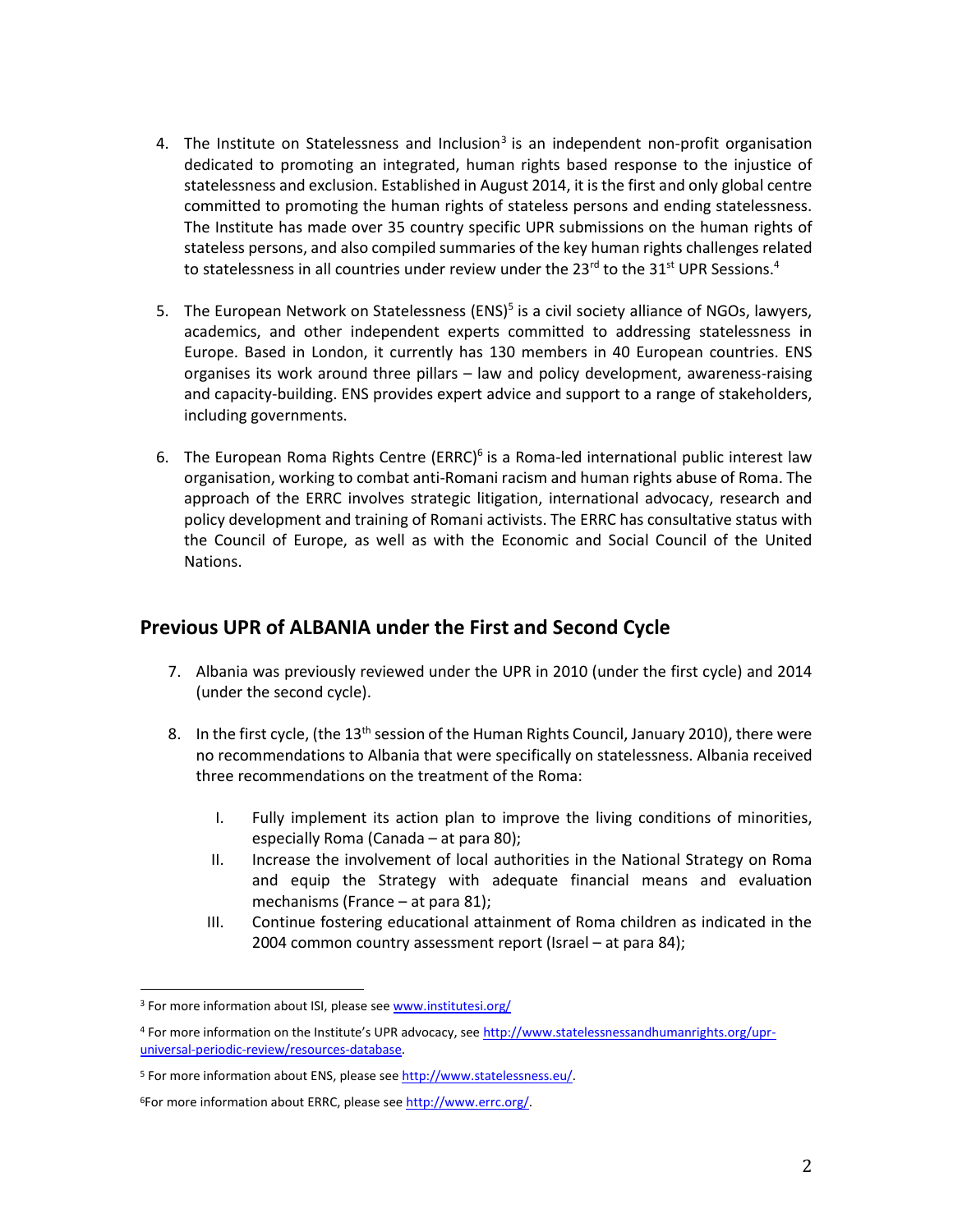4. The Institute on Statelessness and Inclusion[3] is an independent non-profit organisation dedicated to promoting an integrated, human rights based response to the injustice of statelessness and exclusion. Established in August 2014, it is the first and only global centre committed to promoting the human rights of stateless persons and ending statelessness. The Institute has made over 35 country specific UPR submissions on the human rights of stateless persons, and also compiled summaries of the key human rights challenges related to statelessness in all countries under review under the 23rd to the 31st UPR Sessions.[4]

5. The European Network on Statelessness (ENS)[5] is a civil society alliance of NGOs, lawyers, academics, and other independent experts committed to addressing statelessness in Europe. Based in London, it currently has 130 members in 40 European countries. ENS organises its work around three pillars – law and policy development, awareness-raising and capacity-building. ENS provides expert advice and support to a range of stakeholders, including governments.

6. The European Roma Rights Centre (ERRC)[6] is a Roma-led international public interest law organisation, working to combat anti-Romani racism and human rights abuse of Roma. The approach of the ERRC involves strategic litigation, international advocacy, research and policy development and training of Romani activists. The ERRC has consultative status with the Council of Europe, as well as with the Economic and Social Council of the United Nations.

## Previous UPR of ALBANIA under the First and Second Cycle

7. Albania was previously reviewed under the UPR in 2010 (under the first cycle) and 2014 (under the second cycle).

8. In the first cycle, (the 13th session of the Human Rights Council, January 2010), there were no recommendations to Albania that were specifically on statelessness. Albania received three recommendations on the treatment of the Roma:

   I. Fully implement its action plan to improve the living conditions of minorities, especially Roma (Canada – at para 80);
   II. Increase the involvement of local authorities in the National Strategy on Roma and equip the Strategy with adequate financial means and evaluation mechanisms (France – at para 81);
   III. Continue fostering educational attainment of Roma children as indicated in the 2004 common country assessment report (Israel – at para 84);

---

[3] For more information about ISI, please see www.institutesi.org/

[4] For more information on the Institute's UPR advocacy, see http://www.statelessnessandhumanrights.org/upr-universal-periodic-review/resources-database.

[5] For more information about ENS, please see http://www.statelessness.eu/.

[6] For more information about ERRC, please see http://www.errc.org/.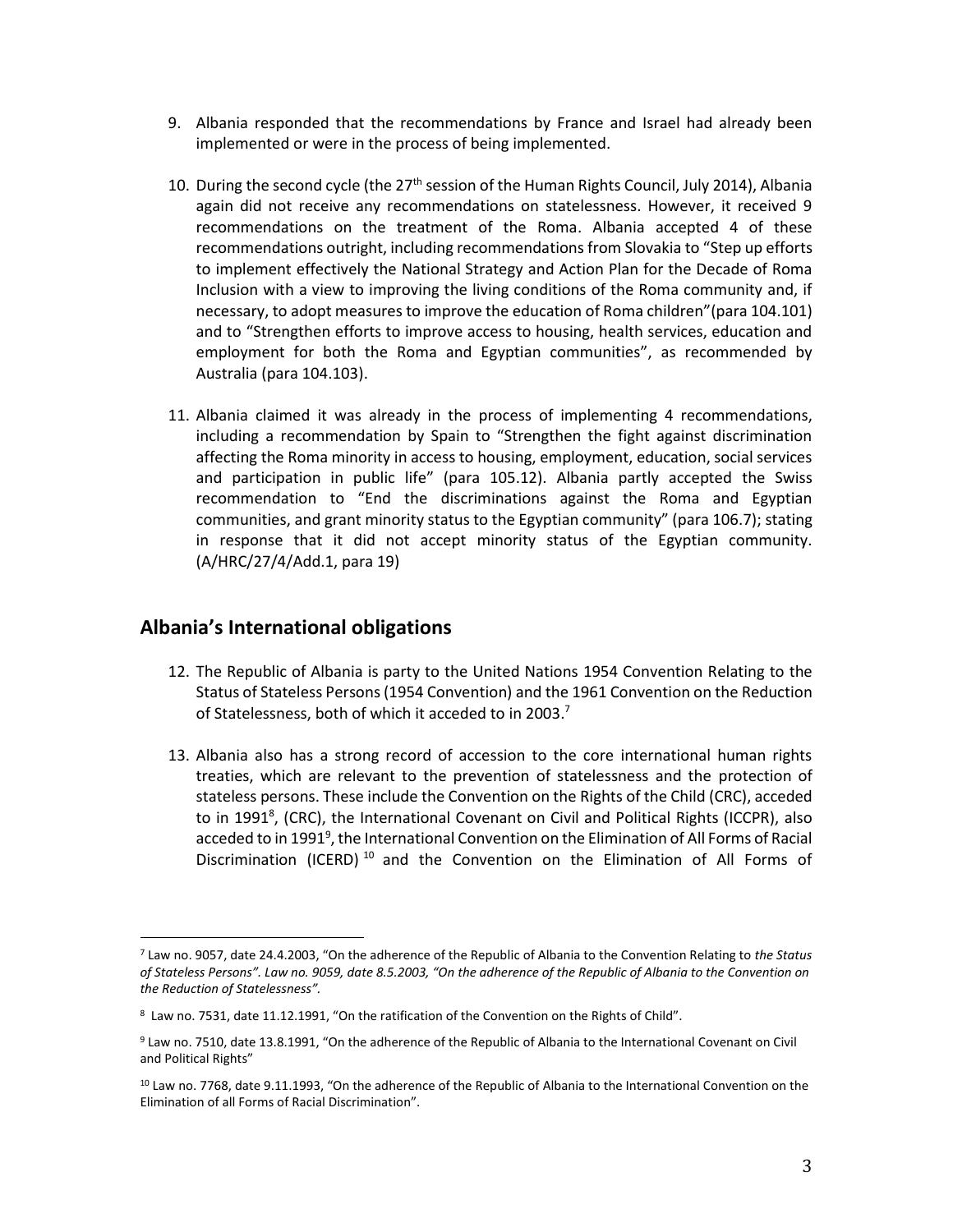9. Albania responded that the recommendations by France and Israel had already been implemented or were in the process of being implemented.

10. During the second cycle (the 27th session of the Human Rights Council, July 2014), Albania again did not receive any recommendations on statelessness. However, it received 9 recommendations on the treatment of the Roma. Albania accepted 4 of these recommendations outright, including recommendations from Slovakia to "Step up efforts to implement effectively the National Strategy and Action Plan for the Decade of Roma Inclusion with a view to improving the living conditions of the Roma community and, if necessary, to adopt measures to improve the education of Roma children"(para 104.101) and to "Strengthen efforts to improve access to housing, health services, education and employment for both the Roma and Egyptian communities", as recommended by Australia (para 104.103).

11. Albania claimed it was already in the process of implementing 4 recommendations, including a recommendation by Spain to "Strengthen the fight against discrimination affecting the Roma minority in access to housing, employment, education, social services and participation in public life" (para 105.12). Albania partly accepted the Swiss recommendation to "End the discriminations against the Roma and Egyptian communities, and grant minority status to the Egyptian community" (para 106.7); stating in response that it did not accept minority status of the Egyptian community. (A/HRC/27/4/Add.1, para 19)

## Albania's International obligations

12. The Republic of Albania is party to the United Nations 1954 Convention Relating to the Status of Stateless Persons (1954 Convention) and the 1961 Convention on the Reduction of Statelessness, both of which it acceded to in 2003.[7]

13. Albania also has a strong record of accession to the core international human rights treaties, which are relevant to the prevention of statelessness and the protection of stateless persons. These include the Convention on the Rights of the Child (CRC), acceded to in 1991[8], (CRC), the International Covenant on Civil and Political Rights (ICCPR), also acceded to in 1991[9], the International Convention on the Elimination of All Forms of Racial Discrimination (ICERD)[10] and the Convention on the Elimination of All Forms of

---

[7] Law no. 9057, date 24.4.2003, "On the adherence of the Republic of Albania to the Convention Relating to *the Status of Stateless Persons". Law no. 9059, date 8.5.2003, "On the adherence of the Republic of Albania to the Convention on the Reduction of Statelessness".*

[8] Law no. 7531, date 11.12.1991, "On the ratification of the Convention on the Rights of Child".

[9] Law no. 7510, date 13.8.1991, "On the adherence of the Republic of Albania to the International Covenant on Civil and Political Rights"

[10] Law no. 7768, date 9.11.1993, "On the adherence of the Republic of Albania to the International Convention on the Elimination of all Forms of Racial Discrimination".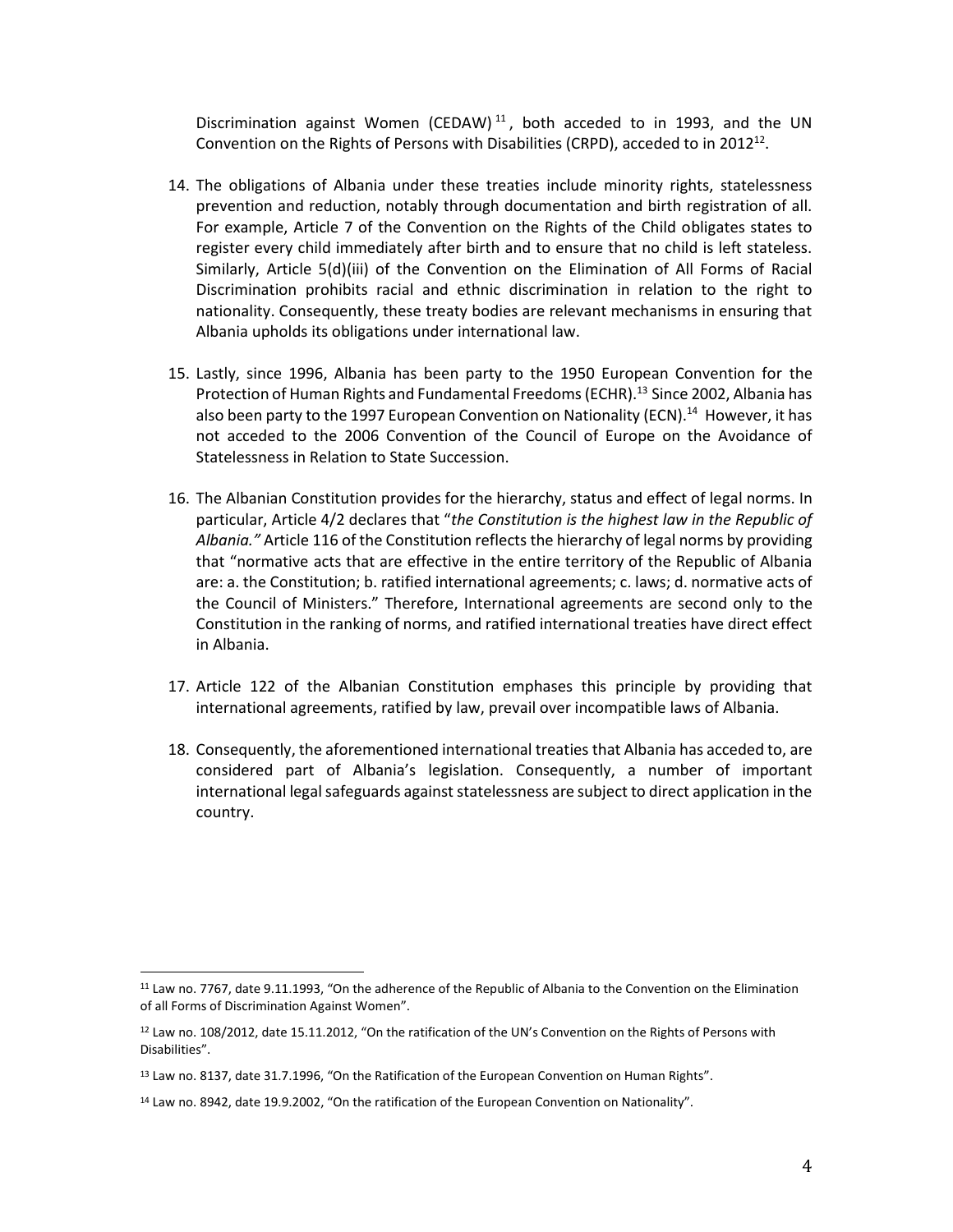Discrimination against Women (CEDAW)[11], both acceded to in 1993, and the UN Convention on the Rights of Persons with Disabilities (CRPD), acceded to in 2012[12].

14. The obligations of Albania under these treaties include minority rights, statelessness prevention and reduction, notably through documentation and birth registration of all. For example, Article 7 of the Convention on the Rights of the Child obligates states to register every child immediately after birth and to ensure that no child is left stateless. Similarly, Article 5(d)(iii) of the Convention on the Elimination of All Forms of Racial Discrimination prohibits racial and ethnic discrimination in relation to the right to nationality. Consequently, these treaty bodies are relevant mechanisms in ensuring that Albania upholds its obligations under international law.

15. Lastly, since 1996, Albania has been party to the 1950 European Convention for the Protection of Human Rights and Fundamental Freedoms (ECHR).[13] Since 2002, Albania has also been party to the 1997 European Convention on Nationality (ECN).[14] However, it has not acceded to the 2006 Convention of the Council of Europe on the Avoidance of Statelessness in Relation to State Succession.

16. The Albanian Constitution provides for the hierarchy, status and effect of legal norms. In particular, Article 4/2 declares that "*the Constitution is the highest law in the Republic of Albania."* Article 116 of the Constitution reflects the hierarchy of legal norms by providing that "normative acts that are effective in the entire territory of the Republic of Albania are: a. the Constitution; b. ratified international agreements; c. laws; d. normative acts of the Council of Ministers." Therefore, International agreements are second only to the Constitution in the ranking of norms, and ratified international treaties have direct effect in Albania.

17. Article 122 of the Albanian Constitution emphases this principle by providing that international agreements, ratified by law, prevail over incompatible laws of Albania.

18. Consequently, the aforementioned international treaties that Albania has acceded to, are considered part of Albania's legislation. Consequently, a number of important international legal safeguards against statelessness are subject to direct application in the country.

---

[11] Law no. 7767, date 9.11.1993, "On the adherence of the Republic of Albania to the Convention on the Elimination of all Forms of Discrimination Against Women".

[12] Law no. 108/2012, date 15.11.2012, "On the ratification of the UN's Convention on the Rights of Persons with Disabilities".

[13] Law no. 8137, date 31.7.1996, "On the Ratification of the European Convention on Human Rights".

[14] Law no. 8942, date 19.9.2002, "On the ratification of the European Convention on Nationality".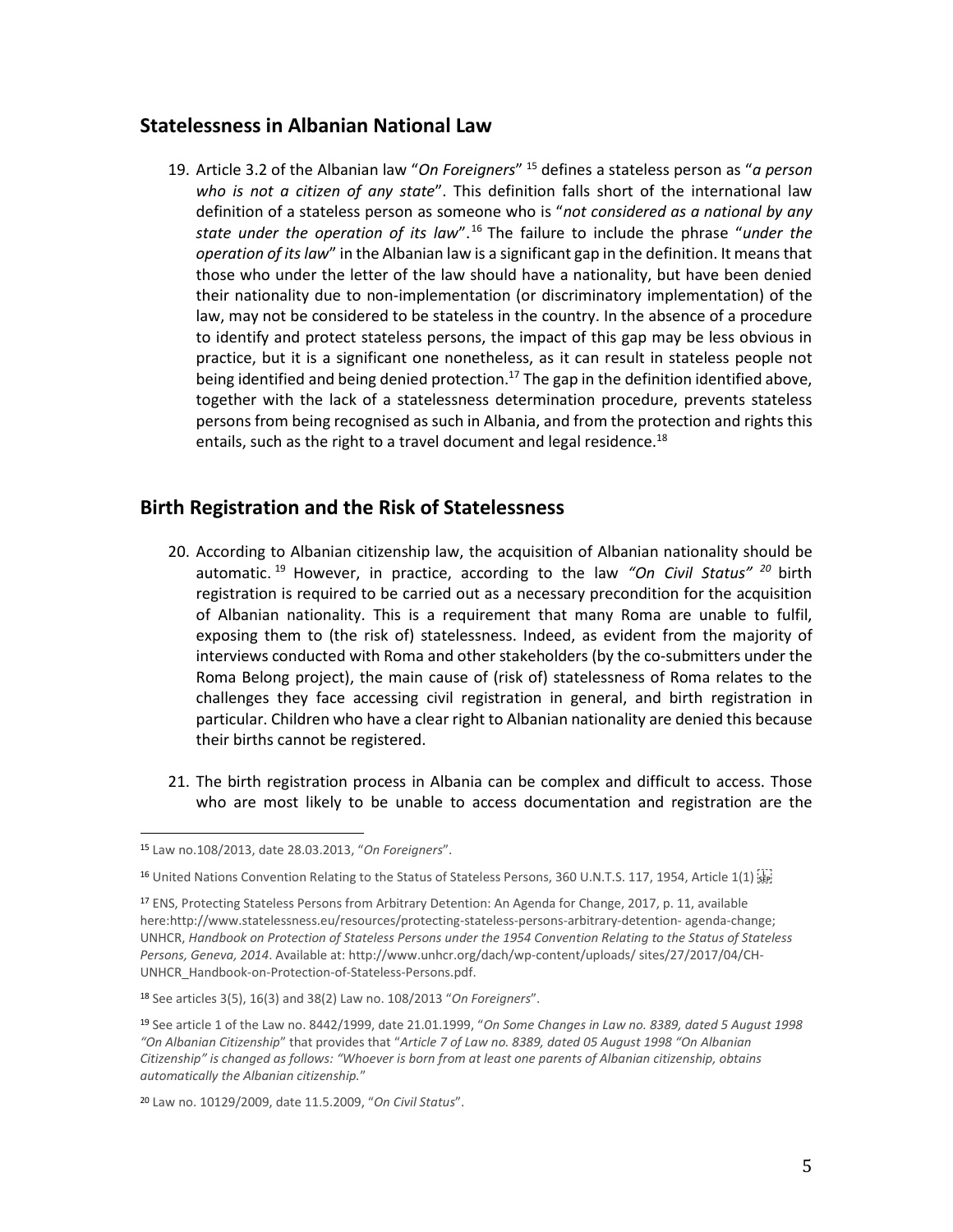## Statelessness in Albanian National Law

19. Article 3.2 of the Albanian law "*On Foreigners*" [15] defines a stateless person as "*a person who is not a citizen of any state*". This definition falls short of the international law definition of a stateless person as someone who is "*not considered as a national by any state under the operation of its law*".[16] The failure to include the phrase "*under the operation of its law*" in the Albanian law is a significant gap in the definition. It means that those who under the letter of the law should have a nationality, but have been denied their nationality due to non-implementation (or discriminatory implementation) of the law, may not be considered to be stateless in the country. In the absence of a procedure to identify and protect stateless persons, the impact of this gap may be less obvious in practice, but it is a significant one nonetheless, as it can result in stateless people not being identified and being denied protection.[17] The gap in the definition identified above, together with the lack of a statelessness determination procedure, prevents stateless persons from being recognised as such in Albania, and from the protection and rights this entails, such as the right to a travel document and legal residence.[18]

## Birth Registration and the Risk of Statelessness

20. According to Albanian citizenship law, the acquisition of Albanian nationality should be automatic.[19] However, in practice, according to the law *"On Civil Status"* [20] birth registration is required to be carried out as a necessary precondition for the acquisition of Albanian nationality. This is a requirement that many Roma are unable to fulfil, exposing them to (the risk of) statelessness. Indeed, as evident from the majority of interviews conducted with Roma and other stakeholders (by the co-submitters under the Roma Belong project), the main cause of (risk of) statelessness of Roma relates to the challenges they face accessing civil registration in general, and birth registration in particular. Children who have a clear right to Albanian nationality are denied this because their births cannot be registered.

21. The birth registration process in Albania can be complex and difficult to access. Those who are most likely to be unable to access documentation and registration are the

---

[15] Law no.108/2013, date 28.03.2013, "*On Foreigners*".

[16] United Nations Convention Relating to the Status of Stateless Persons, 360 U.N.T.S. 117, 1954, Article 1(1)

[17] ENS, Protecting Stateless Persons from Arbitrary Detention: An Agenda for Change, 2017, p. 11, available here:http://www.statelessness.eu/resources/protecting-stateless-persons-arbitrary-detention- agenda-change; UNHCR, *Handbook on Protection of Stateless Persons under the 1954 Convention Relating to the Status of Stateless Persons, Geneva, 2014*. Available at: http://www.unhcr.org/dach/wp-content/uploads/ sites/27/2017/04/CH-UNHCR_Handbook-on-Protection-of-Stateless-Persons.pdf.

[18] See articles 3(5), 16(3) and 38(2) Law no. 108/2013 "*On Foreigners*".

[19] See article 1 of the Law no. 8442/1999, date 21.01.1999, "*On Some Changes in Law no. 8389, dated 5 August 1998 "On Albanian Citizenship*" that provides that "*Article 7 of Law no. 8389, dated 05 August 1998 "On Albanian Citizenship" is changed as follows: "Whoever is born from at least one parents of Albanian citizenship, obtains automatically the Albanian citizenship.*"

[20] Law no. 10129/2009, date 11.5.2009, "*On Civil Status*".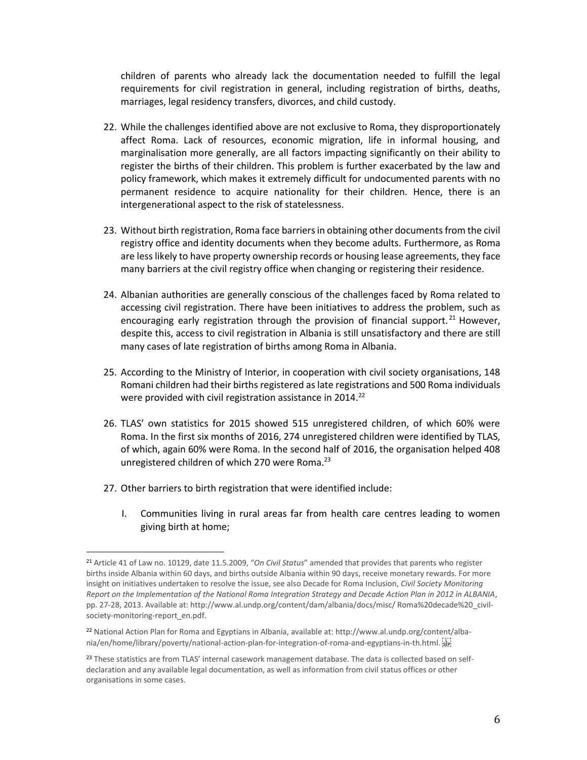children of parents who already lack the documentation needed to fulfill the legal requirements for civil registration in general, including registration of births, deaths, marriages, legal residency transfers, divorces, and child custody.

22. While the challenges identified above are not exclusive to Roma, they disproportionately affect Roma. Lack of resources, economic migration, life in informal housing, and marginalisation more generally, are all factors impacting significantly on their ability to register the births of their children. This problem is further exacerbated by the law and policy framework, which makes it extremely difficult for undocumented parents with no permanent residence to acquire nationality for their children. Hence, there is an intergenerational aspect to the risk of statelessness.

23. Without birth registration, Roma face barriers in obtaining other documents from the civil registry office and identity documents when they become adults. Furthermore, as Roma are less likely to have property ownership records or housing lease agreements, they face many barriers at the civil registry office when changing or registering their residence.

24. Albanian authorities are generally conscious of the challenges faced by Roma related to accessing civil registration. There have been initiatives to address the problem, such as encouraging early registration through the provision of financial support.[21] However, despite this, access to civil registration in Albania is still unsatisfactory and there are still many cases of late registration of births among Roma in Albania.

25. According to the Ministry of Interior, in cooperation with civil society organisations, 148 Romani children had their births registered as late registrations and 500 Roma individuals were provided with civil registration assistance in 2014.[22]

26. TLAS' own statistics for 2015 showed 515 unregistered children, of which 60% were Roma. In the first six months of 2016, 274 unregistered children were identified by TLAS, of which, again 60% were Roma. In the second half of 2016, the organisation helped 408 unregistered children of which 270 were Roma.[23]

27. Other barriers to birth registration that were identified include:

    I. Communities living in rural areas far from health care centres leading to women giving birth at home;

---

[21] Article 41 of Law no. 10129, date 11.5.2009, "*On Civil Status*" amended that provides that parents who register births inside Albania within 60 days, and births outside Albania within 90 days, receive monetary rewards. For more insight on initiatives undertaken to resolve the issue, see also Decade for Roma Inclusion, *Civil Society Monitoring Report on the Implementation of the National Roma Integration Strategy and Decade Action Plan in 2012 in ALBANIA*, pp. 27-28, 2013. Available at: http://www.al.undp.org/content/dam/albania/docs/misc/ Roma%20decade%20_civil-society-monitoring-report_en.pdf.

[22] National Action Plan for Roma and Egyptians in Albania, available at: http://www.al.undp.org/content/albania/en/home/library/poverty/national-action-plan-for-integration-of-roma-and-egyptians-in-th.html.

[23] These statistics are from TLAS' internal casework management database. The data is collected based on self-declaration and any available legal documentation, as well as information from civil status offices or other organisations in some cases.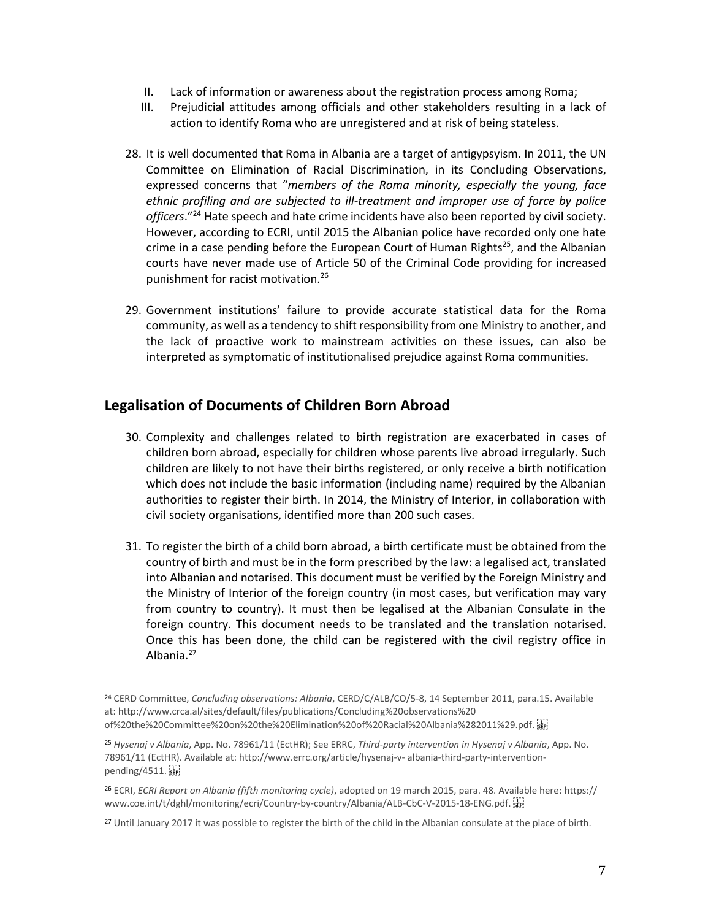II. Lack of information or awareness about the registration process among Roma;
III. Prejudicial attitudes among officials and other stakeholders resulting in a lack of action to identify Roma who are unregistered and at risk of being stateless.

28. It is well documented that Roma in Albania are a target of antigypsyism. In 2011, the UN Committee on Elimination of Racial Discrimination, in its Concluding Observations, expressed concerns that "*members of the Roma minority, especially the young, face ethnic profiling and are subjected to ill-treatment and improper use of force by police officers*."[24] Hate speech and hate crime incidents have also been reported by civil society. However, according to ECRI, until 2015 the Albanian police have recorded only one hate crime in a case pending before the European Court of Human Rights[25], and the Albanian courts have never made use of Article 50 of the Criminal Code providing for increased punishment for racist motivation.[26]

29. Government institutions' failure to provide accurate statistical data for the Roma community, as well as a tendency to shift responsibility from one Ministry to another, and the lack of proactive work to mainstream activities on these issues, can also be interpreted as symptomatic of institutionalised prejudice against Roma communities.

## Legalisation of Documents of Children Born Abroad

30. Complexity and challenges related to birth registration are exacerbated in cases of children born abroad, especially for children whose parents live abroad irregularly. Such children are likely to not have their births registered, or only receive a birth notification which does not include the basic information (including name) required by the Albanian authorities to register their birth. In 2014, the Ministry of Interior, in collaboration with civil society organisations, identified more than 200 such cases.

31. To register the birth of a child born abroad, a birth certificate must be obtained from the country of birth and must be in the form prescribed by the law: a legalised act, translated into Albanian and notarised. This document must be verified by the Foreign Ministry and the Ministry of Interior of the foreign country (in most cases, but verification may vary from country to country). It must then be legalised at the Albanian Consulate in the foreign country. This document needs to be translated and the translation notarised. Once this has been done, the child can be registered with the civil registry office in Albania.[27]

---

[24] CERD Committee, *Concluding observations: Albania*, CERD/C/ALB/CO/5-8, 14 September 2011, para.15. Available at: http://www.crca.al/sites/default/files/publications/Concluding%20observations%20 of%20the%20Committee%20on%20the%20Elimination%20of%20Racial%20Albania%282011%29.pdf.

[25] *Hysenaj v Albania*, App. No. 78961/11 (EctHR); See ERRC, *Third-party intervention in Hysenaj v Albania*, App. No. 78961/11 (EctHR). Available at: http://www.errc.org/article/hysenaj-v- albania-third-party-intervention-pending/4511.

[26] ECRI, *ECRI Report on Albania (fifth monitoring cycle)*, adopted on 19 march 2015, para. 48. Available here: https:// www.coe.int/t/dghl/monitoring/ecri/Country-by-country/Albania/ALB-CbC-V-2015-18-ENG.pdf.

[27] Until January 2017 it was possible to register the birth of the child in the Albanian consulate at the place of birth.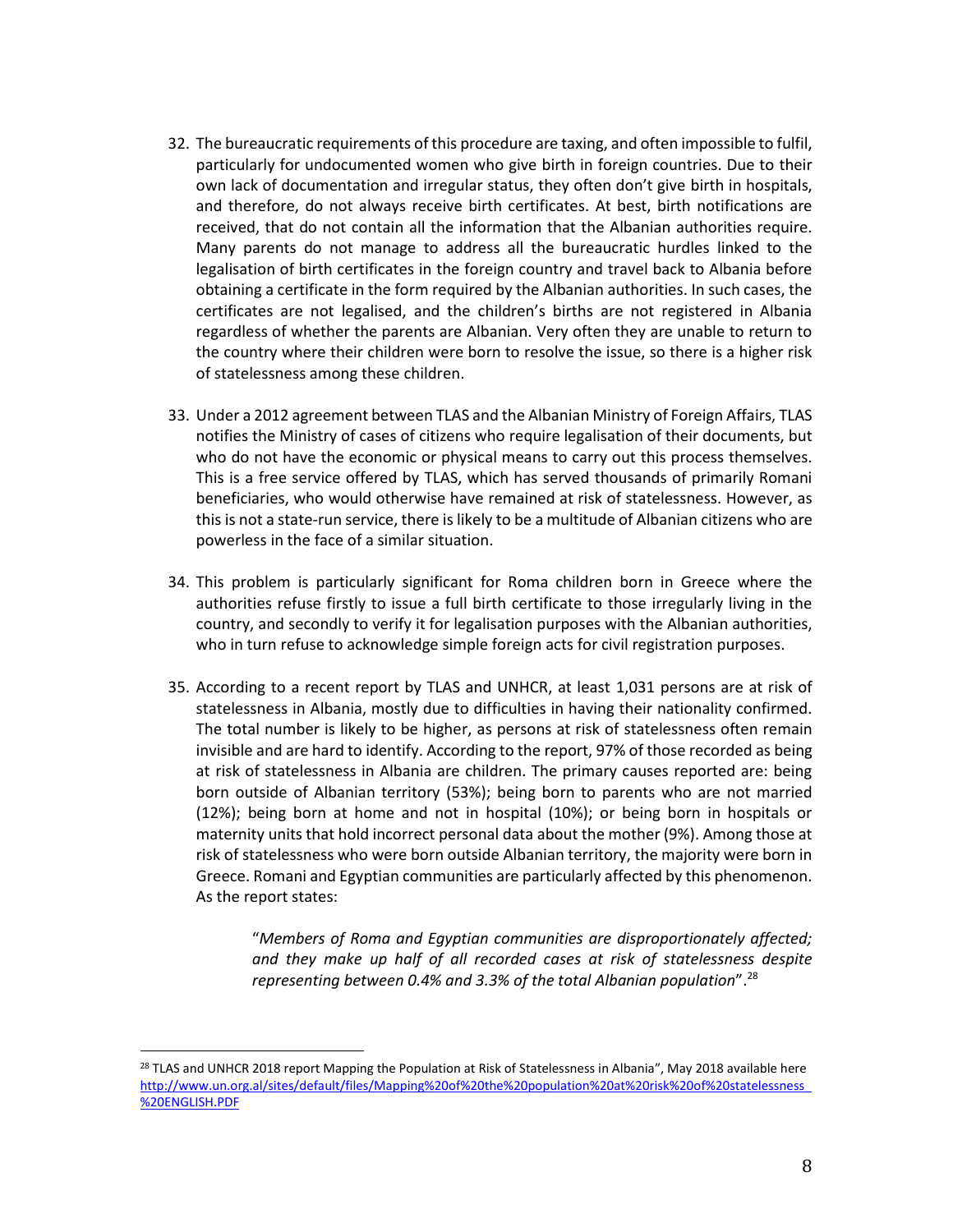32. The bureaucratic requirements of this procedure are taxing, and often impossible to fulfil, particularly for undocumented women who give birth in foreign countries. Due to their own lack of documentation and irregular status, they often don't give birth in hospitals, and therefore, do not always receive birth certificates. At best, birth notifications are received, that do not contain all the information that the Albanian authorities require. Many parents do not manage to address all the bureaucratic hurdles linked to the legalisation of birth certificates in the foreign country and travel back to Albania before obtaining a certificate in the form required by the Albanian authorities. In such cases, the certificates are not legalised, and the children's births are not registered in Albania regardless of whether the parents are Albanian. Very often they are unable to return to the country where their children were born to resolve the issue, so there is a higher risk of statelessness among these children.

33. Under a 2012 agreement between TLAS and the Albanian Ministry of Foreign Affairs, TLAS notifies the Ministry of cases of citizens who require legalisation of their documents, but who do not have the economic or physical means to carry out this process themselves. This is a free service offered by TLAS, which has served thousands of primarily Romani beneficiaries, who would otherwise have remained at risk of statelessness. However, as this is not a state-run service, there is likely to be a multitude of Albanian citizens who are powerless in the face of a similar situation.

34. This problem is particularly significant for Roma children born in Greece where the authorities refuse firstly to issue a full birth certificate to those irregularly living in the country, and secondly to verify it for legalisation purposes with the Albanian authorities, who in turn refuse to acknowledge simple foreign acts for civil registration purposes.

35. According to a recent report by TLAS and UNHCR, at least 1,031 persons are at risk of statelessness in Albania, mostly due to difficulties in having their nationality confirmed. The total number is likely to be higher, as persons at risk of statelessness often remain invisible and are hard to identify. According to the report, 97% of those recorded as being at risk of statelessness in Albania are children. The primary causes reported are: being born outside of Albanian territory (53%); being born to parents who are not married (12%); being born at home and not in hospital (10%); or being born in hospitals or maternity units that hold incorrect personal data about the mother (9%). Among those at risk of statelessness who were born outside Albanian territory, the majority were born in Greece. Romani and Egyptian communities are particularly affected by this phenomenon. As the report states:

> "*Members of Roma and Egyptian communities are disproportionately affected; and they make up half of all recorded cases at risk of statelessness despite representing between 0.4% and 3.3% of the total Albanian population*".[28]

[28] TLAS and UNHCR 2018 report Mapping the Population at Risk of Statelessness in Albania", May 2018 available here http://www.un.org.al/sites/default/files/Mapping%20of%20the%20population%20at%20risk%20of%20statelessness_%20ENGLISH.PDF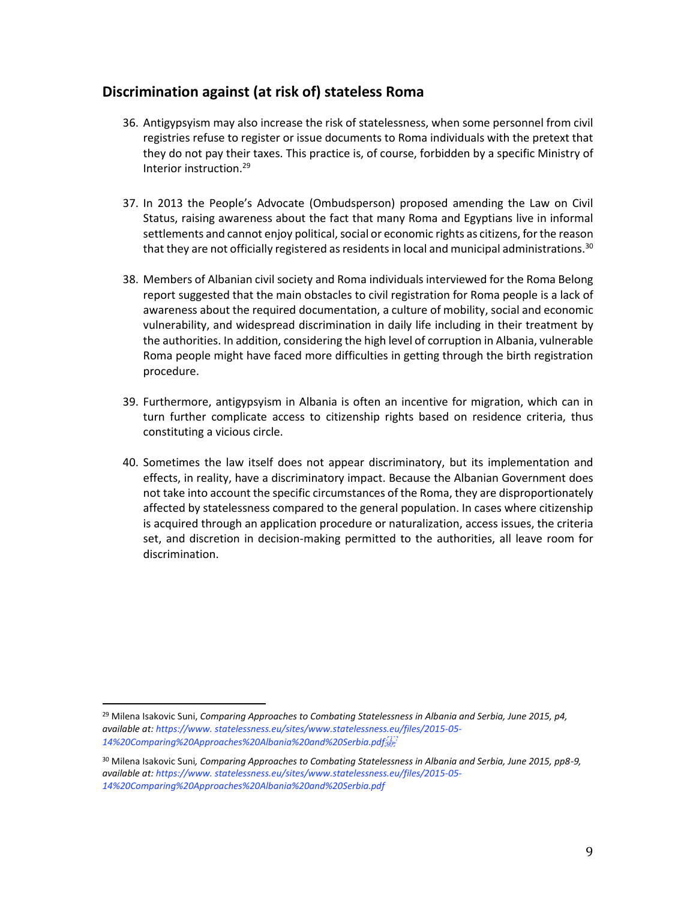## Discrimination against (at risk of) stateless Roma

36. Antigypsyism may also increase the risk of statelessness, when some personnel from civil registries refuse to register or issue documents to Roma individuals with the pretext that they do not pay their taxes. This practice is, of course, forbidden by a specific Ministry of Interior instruction.[29]

37. In 2013 the People's Advocate (Ombudsperson) proposed amending the Law on Civil Status, raising awareness about the fact that many Roma and Egyptians live in informal settlements and cannot enjoy political, social or economic rights as citizens, for the reason that they are not officially registered as residents in local and municipal administrations.[30]

38. Members of Albanian civil society and Roma individuals interviewed for the Roma Belong report suggested that the main obstacles to civil registration for Roma people is a lack of awareness about the required documentation, a culture of mobility, social and economic vulnerability, and widespread discrimination in daily life including in their treatment by the authorities. In addition, considering the high level of corruption in Albania, vulnerable Roma people might have faced more difficulties in getting through the birth registration procedure.

39. Furthermore, antigypsyism in Albania is often an incentive for migration, which can in turn further complicate access to citizenship rights based on residence criteria, thus constituting a vicious circle.

40. Sometimes the law itself does not appear discriminatory, but its implementation and effects, in reality, have a discriminatory impact. Because the Albanian Government does not take into account the specific circumstances of the Roma, they are disproportionately affected by statelessness compared to the general population. In cases where citizenship is acquired through an application procedure or naturalization, access issues, the criteria set, and discretion in decision-making permitted to the authorities, all leave room for discrimination.

---

[29] Milena Isakovic Suni, *Comparing Approaches to Combating Statelessness in Albania and Serbia, June 2015, p4, available at: https://www. statelessness.eu/sites/www.statelessness.eu/files/2015-05-14%20Comparing%20Approaches%20Albania%20and%20Serbia.pdf*

[30] Milena Isakovic Suni, *Comparing Approaches to Combating Statelessness in Albania and Serbia, June 2015, pp8-9, available at: https://www. statelessness.eu/sites/www.statelessness.eu/files/2015-05-14%20Comparing%20Approaches%20Albania%20and%20Serbia.pdf*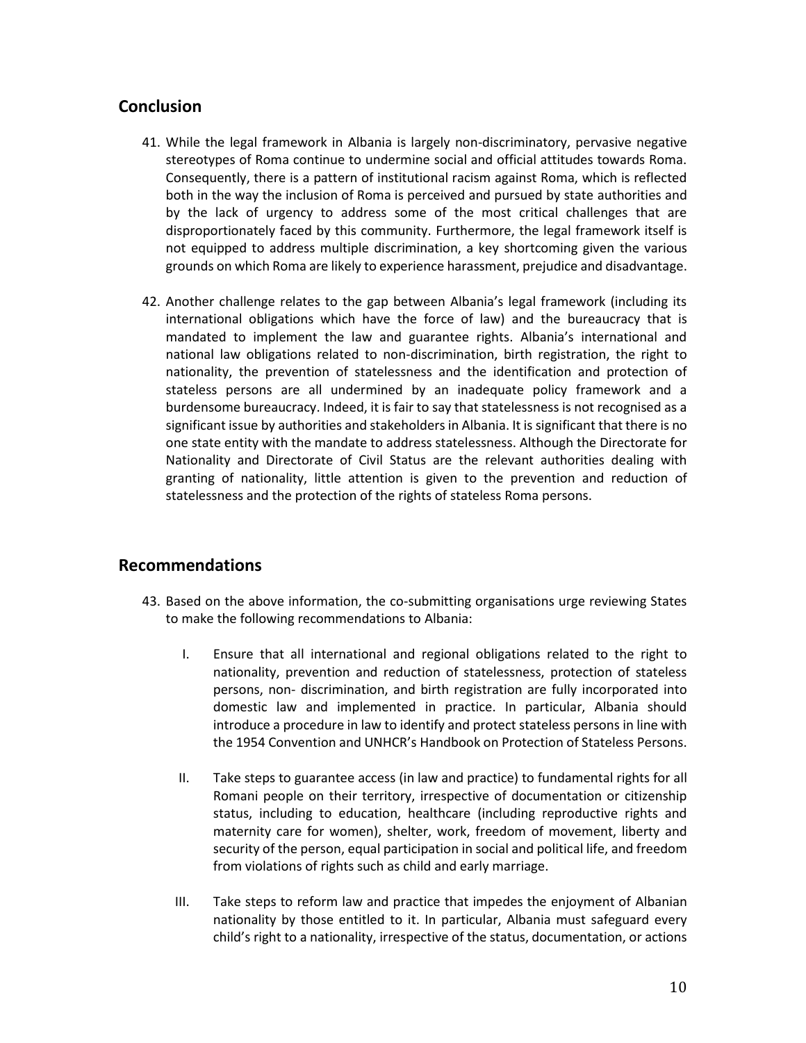## Conclusion

41. While the legal framework in Albania is largely non-discriminatory, pervasive negative stereotypes of Roma continue to undermine social and official attitudes towards Roma. Consequently, there is a pattern of institutional racism against Roma, which is reflected both in the way the inclusion of Roma is perceived and pursued by state authorities and by the lack of urgency to address some of the most critical challenges that are disproportionately faced by this community. Furthermore, the legal framework itself is not equipped to address multiple discrimination, a key shortcoming given the various grounds on which Roma are likely to experience harassment, prejudice and disadvantage.

42. Another challenge relates to the gap between Albania's legal framework (including its international obligations which have the force of law) and the bureaucracy that is mandated to implement the law and guarantee rights. Albania's international and national law obligations related to non-discrimination, birth registration, the right to nationality, the prevention of statelessness and the identification and protection of stateless persons are all undermined by an inadequate policy framework and a burdensome bureaucracy. Indeed, it is fair to say that statelessness is not recognised as a significant issue by authorities and stakeholders in Albania. It is significant that there is no one state entity with the mandate to address statelessness. Although the Directorate for Nationality and Directorate of Civil Status are the relevant authorities dealing with granting of nationality, little attention is given to the prevention and reduction of statelessness and the protection of the rights of stateless Roma persons.

## Recommendations

43. Based on the above information, the co-submitting organisations urge reviewing States to make the following recommendations to Albania:

    I. Ensure that all international and regional obligations related to the right to nationality, prevention and reduction of statelessness, protection of stateless persons, non- discrimination, and birth registration are fully incorporated into domestic law and implemented in practice. In particular, Albania should introduce a procedure in law to identify and protect stateless persons in line with the 1954 Convention and UNHCR's Handbook on Protection of Stateless Persons.

    II. Take steps to guarantee access (in law and practice) to fundamental rights for all Romani people on their territory, irrespective of documentation or citizenship status, including to education, healthcare (including reproductive rights and maternity care for women), shelter, work, freedom of movement, liberty and security of the person, equal participation in social and political life, and freedom from violations of rights such as child and early marriage.

    III. Take steps to reform law and practice that impedes the enjoyment of Albanian nationality by those entitled to it. In particular, Albania must safeguard every child's right to a nationality, irrespective of the status, documentation, or actions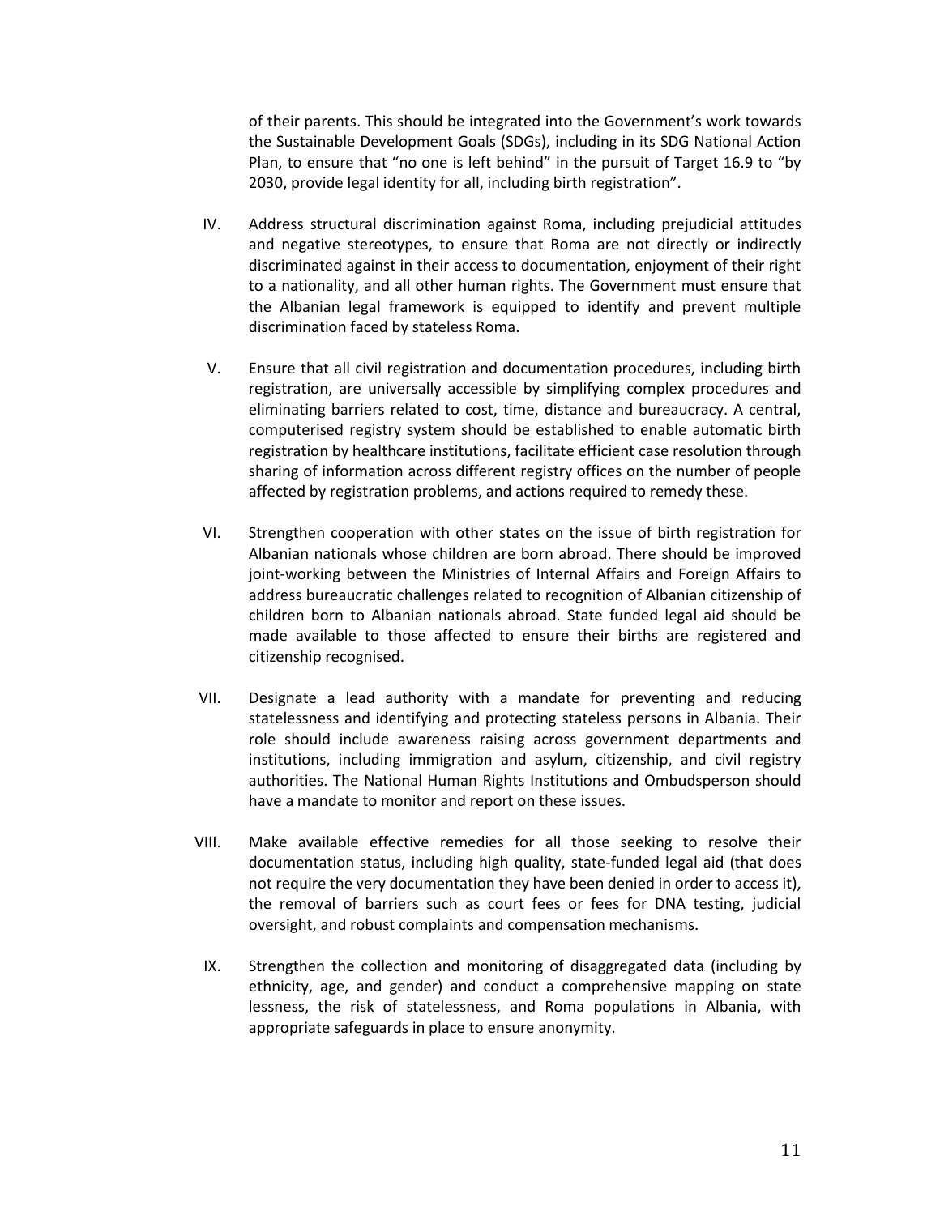of their parents. This should be integrated into the Government's work towards the Sustainable Development Goals (SDGs), including in its SDG National Action Plan, to ensure that "no one is left behind" in the pursuit of Target 16.9 to "by 2030, provide legal identity for all, including birth registration".

IV. Address structural discrimination against Roma, including prejudicial attitudes and negative stereotypes, to ensure that Roma are not directly or indirectly discriminated against in their access to documentation, enjoyment of their right to a nationality, and all other human rights. The Government must ensure that the Albanian legal framework is equipped to identify and prevent multiple discrimination faced by stateless Roma.

V. Ensure that all civil registration and documentation procedures, including birth registration, are universally accessible by simplifying complex procedures and eliminating barriers related to cost, time, distance and bureaucracy. A central, computerised registry system should be established to enable automatic birth registration by healthcare institutions, facilitate efficient case resolution through sharing of information across different registry offices on the number of people affected by registration problems, and actions required to remedy these.

VI. Strengthen cooperation with other states on the issue of birth registration for Albanian nationals whose children are born abroad. There should be improved joint-working between the Ministries of Internal Affairs and Foreign Affairs to address bureaucratic challenges related to recognition of Albanian citizenship of children born to Albanian nationals abroad. State funded legal aid should be made available to those affected to ensure their births are registered and citizenship recognised.

VII. Designate a lead authority with a mandate for preventing and reducing statelessness and identifying and protecting stateless persons in Albania. Their role should include awareness raising across government departments and institutions, including immigration and asylum, citizenship, and civil registry authorities. The National Human Rights Institutions and Ombudsperson should have a mandate to monitor and report on these issues.

VIII. Make available effective remedies for all those seeking to resolve their documentation status, including high quality, state-funded legal aid (that does not require the very documentation they have been denied in order to access it), the removal of barriers such as court fees or fees for DNA testing, judicial oversight, and robust complaints and compensation mechanisms.

IX. Strengthen the collection and monitoring of disaggregated data (including by ethnicity, age, and gender) and conduct a comprehensive mapping on state lessness, the risk of statelessness, and Roma populations in Albania, with appropriate safeguards in place to ensure anonymity.